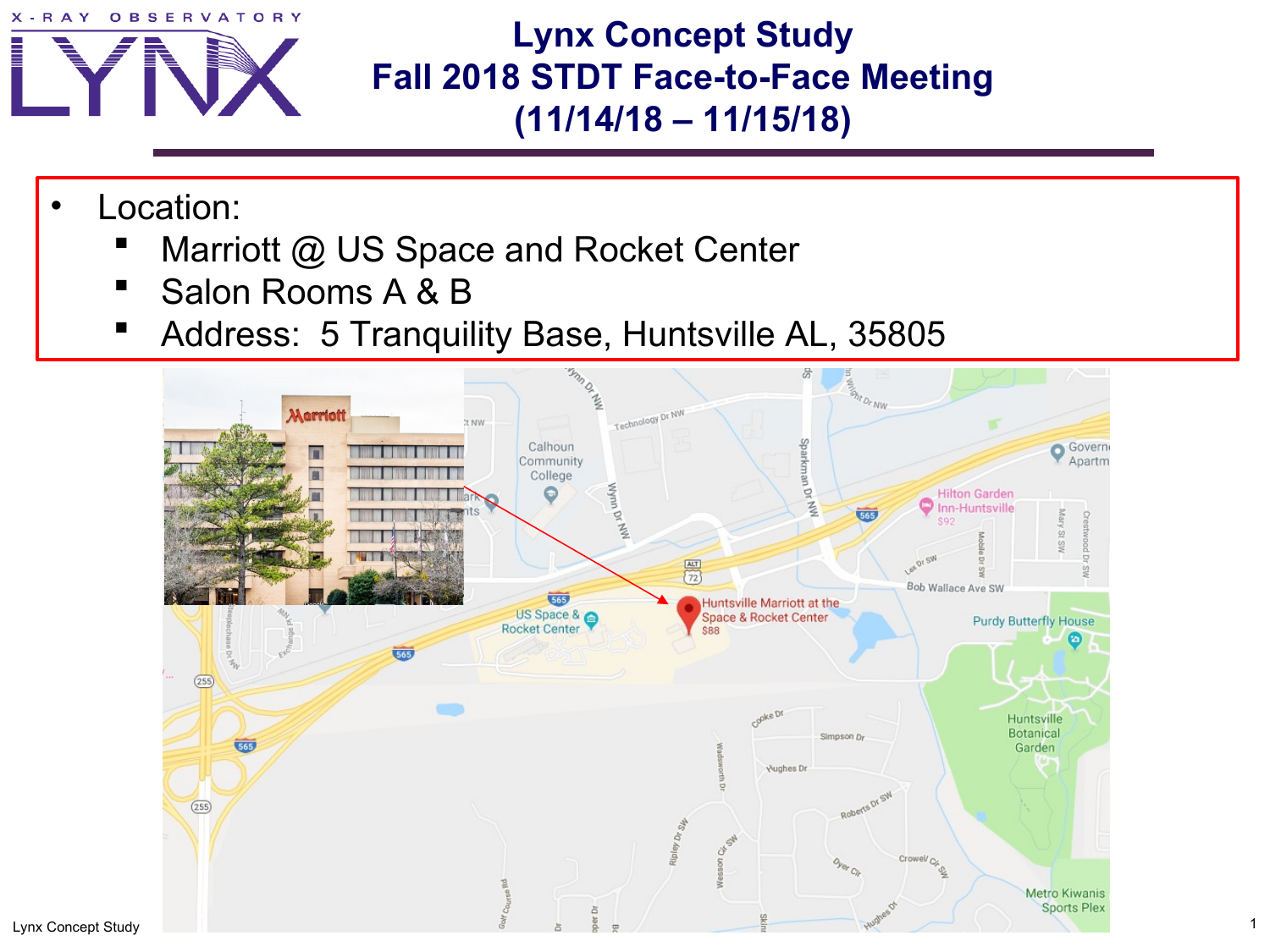# Lynx Concept Study
# Fall 2018 STDT Face-to-Face Meeting
# (11/14/18 – 11/15/18)

- Location:
  - Marriott @ US Space and Rocket Center
  - Salon Rooms A & B
  - Address: 5 Tranquility Base, Huntsville AL, 35805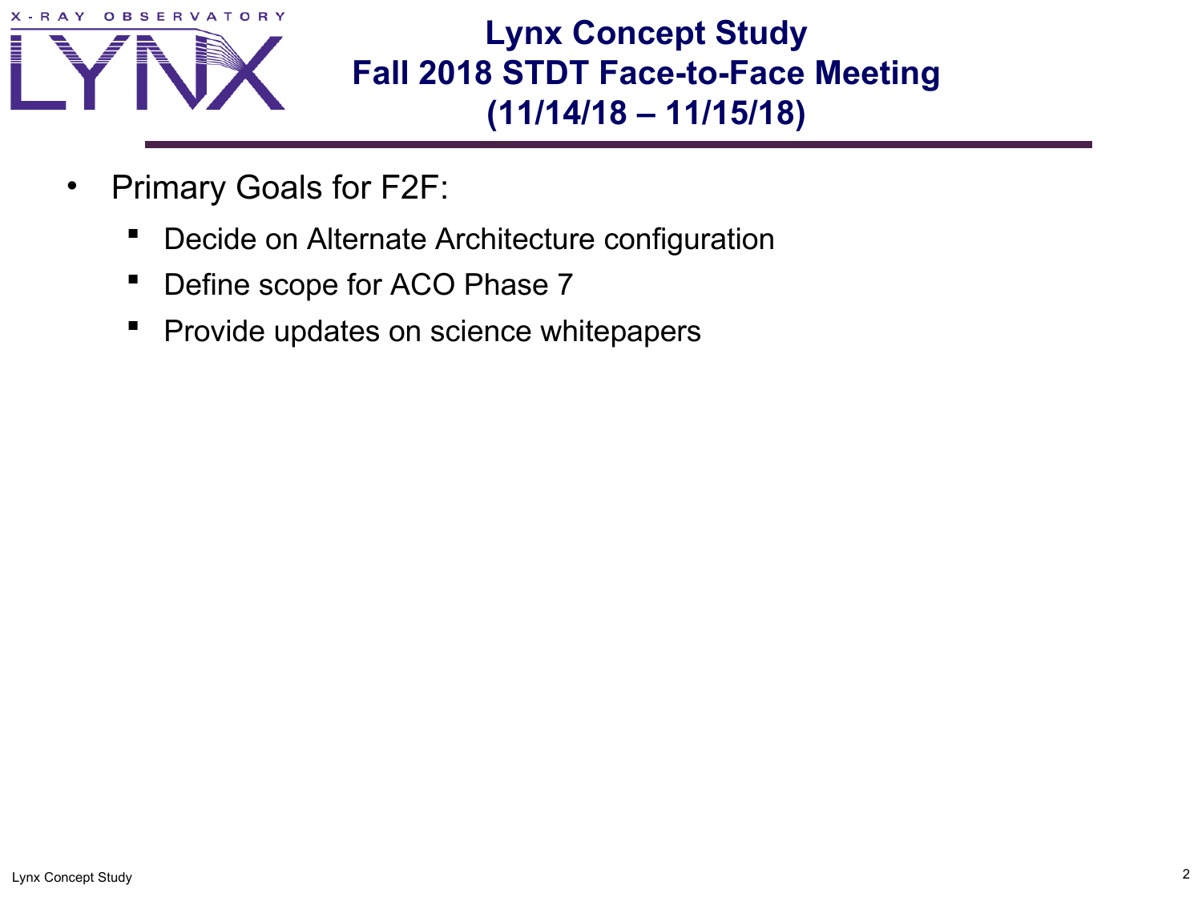# Lynx Concept Study
## Fall 2018 STDT Face-to-Face Meeting
## (11/14/18 – 11/15/18)

- Primary Goals for F2F:
  - Decide on Alternate Architecture configuration
  - Define scope for ACO Phase 7
  - Provide updates on science whitepapers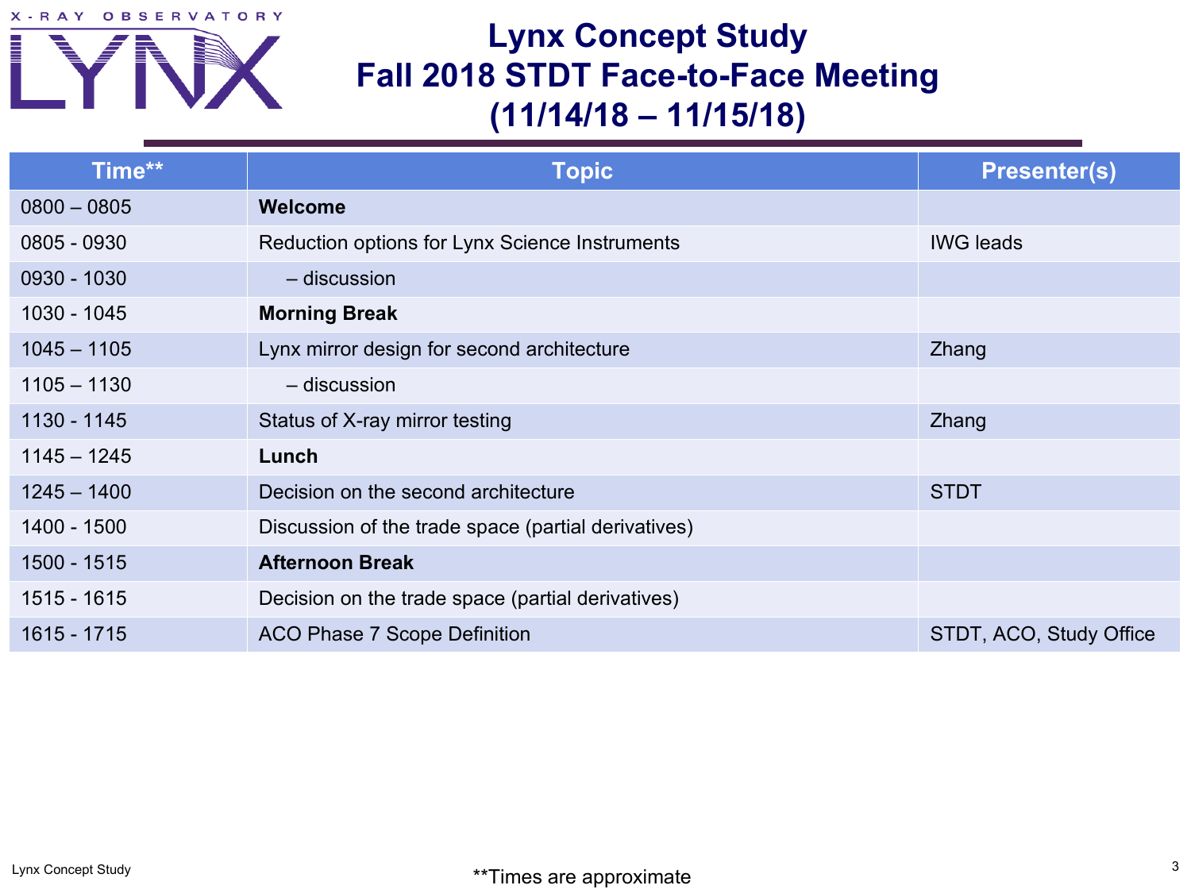# Lynx Concept Study
# Fall 2018 STDT Face-to-Face Meeting
# (11/14/18 – 11/15/18)

| Time** | Topic | Presenter(s) |
|---|---|---|
| 0800 – 0805 | **Welcome** | |
| 0805 - 0930 | Reduction options for Lynx Science Instruments | IWG leads |
| 0930 - 1030 | – discussion | |
| 1030 - 1045 | **Morning Break** | |
| 1045 – 1105 | Lynx mirror design for second architecture | Zhang |
| 1105 – 1130 | – discussion | |
| 1130 - 1145 | Status of X-ray mirror testing | Zhang |
| 1145 – 1245 | **Lunch** | |
| 1245 – 1400 | Decision on the second architecture | STDT |
| 1400 - 1500 | Discussion of the trade space (partial derivatives) | |
| 1500 - 1515 | **Afternoon Break** | |
| 1515 - 1615 | Decision on the trade space (partial derivatives) | |
| 1615 - 1715 | ACO Phase 7 Scope Definition | STDT, ACO, Study Office |

**Times are approximate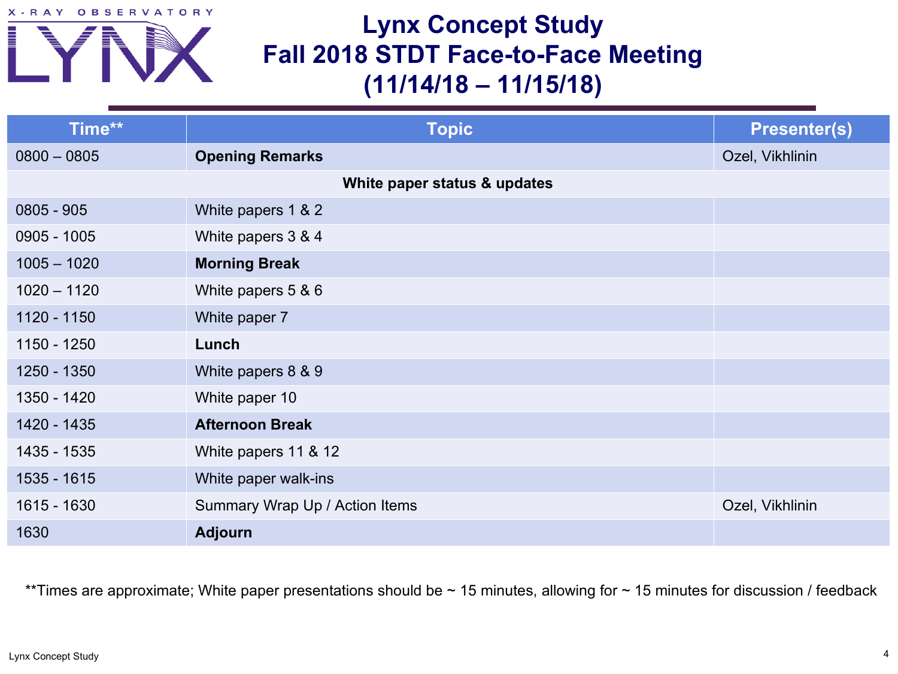# Lynx Concept Study
## Fall 2018 STDT Face-to-Face Meeting
## (11/14/18 – 11/15/18)

| Time** | Topic | Presenter(s) |
|---|---|---|
| 0800 – 0805 | **Opening Remarks** | Ozel, Vikhlinin |
| | **White paper status & updates** | |
| 0805 - 905 | White papers 1 & 2 | |
| 0905 - 1005 | White papers 3 & 4 | |
| 1005 – 1020 | **Morning Break** | |
| 1020 – 1120 | White papers 5 & 6 | |
| 1120 - 1150 | White paper 7 | |
| 1150 - 1250 | **Lunch** | |
| 1250 - 1350 | White papers 8 & 9 | |
| 1350 - 1420 | White paper 10 | |
| 1420 - 1435 | **Afternoon Break** | |
| 1435 - 1535 | White papers 11 & 12 | |
| 1535 - 1615 | White paper walk-ins | |
| 1615 - 1630 | Summary Wrap Up / Action Items | Ozel, Vikhlinin |
| 1630 | **Adjourn** | |

**Times are approximate; White paper presentations should be ~ 15 minutes, allowing for ~ 15 minutes for discussion / feedback